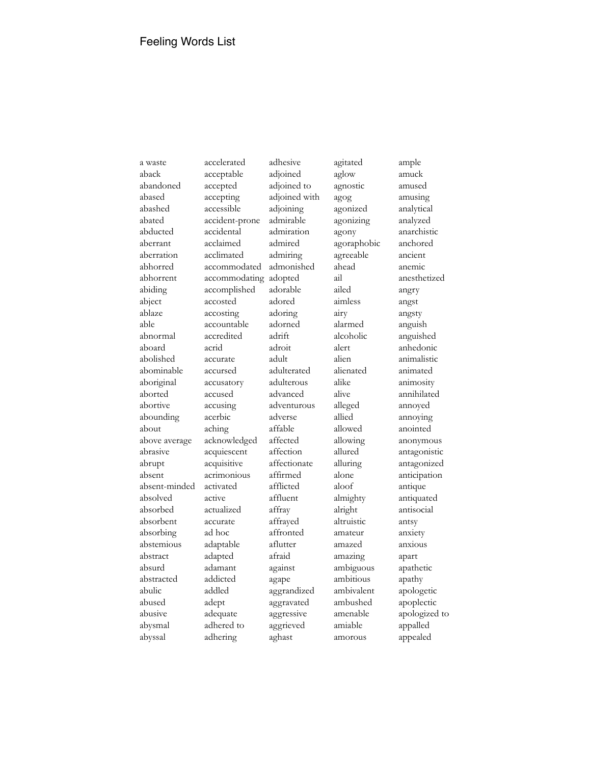# Feeling Words List

a waste
aback
abandoned
abased
abashed
abated
abducted
aberrant
aberration
abhorred
abhorrent
abiding
abject
ablaze
able
abnormal
aboard
abolished
abominable
aboriginal
aborted
abortive
abounding
about
above average
abrasive
abrupt
absent
absent-minded
absolved
absorbed
absorbent
absorbing
abstemious
abstract
absurd
abstracted
abulic
abused
abusive
abysmal
abyssal
accelerated
acceptable
accepted
accepting
accessible
accident-prone
accidental
acclaimed
acclimated
accommodated
accommodating
accomplished
accosted
accosting
accountable
accredited
acrid
accurate
accursed
accusatory
accused
accusing
acerbic
aching
acknowledged
acquiescent
acquisitive
acrimonious
activated
active
actualized
accurate
ad hoc
adaptable
adapted
adamant
addicted
addled
adept
adequate
adhered to
adhering
adhesive
adjoined
adjoined to
adjoined with
adjoining
admirable
admiration
admired
admiring
admonished
adopted
adorable
adored
adoring
adorned
adrift
adroit
adult
adulterated
adulterous
advanced
adventurous
adverse
affable
affected
affection
affectionate
affirmed
afflicted
affluent
affray
affrayed
affronted
aflutter
afraid
against
agape
aggrandized
aggravated
aggressive
aggrieved
aghast
agitated
aglow
agnostic
agog
agonized
agonizing
agony
agoraphobic
agreeable
ahead
ail
ailed
aimless
airy
alarmed
alcoholic
alert
alien
alienated
alike
alive
alleged
allied
allowed
allowing
allured
alluring
alone
aloof
almighty
alright
altruistic
amateur
amazed
amazing
ambiguous
ambitious
ambivalent
ambushed
amenable
amiable
amorous
ample
amuck
amused
amusing
analytical
analyzed
anarchistic
anchored
ancient
anemic
anesthetized
angry
angst
angsty
anguish
anguished
anhedonic
animalistic
animated
animosity
annihilated
annoyed
annoying
anointed
anonymous
antagonistic
antagonized
anticipation
antique
antiquated
antisocial
antsy
anxiety
anxious
apart
apathetic
apathy
apologetic
apoplectic
apologized to
appalled
appealed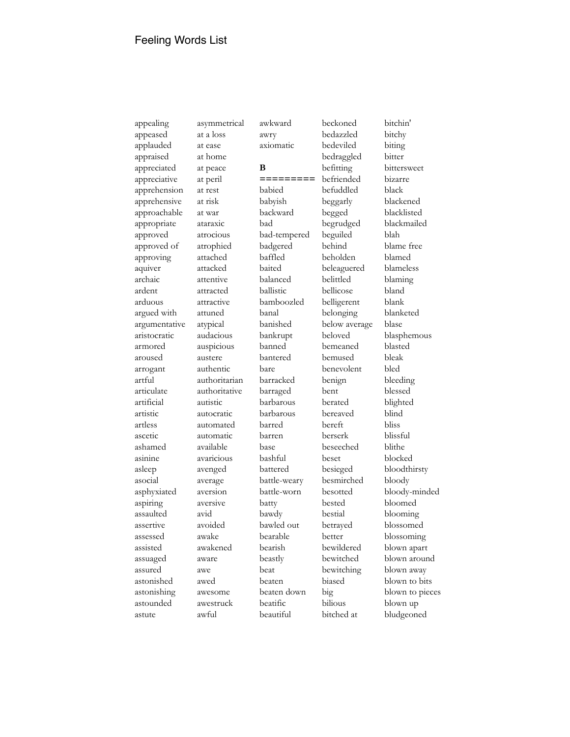appealing
appeased
applauded
appraised
appreciated
appreciative
apprehension
apprehensive
approachable
appropriate
approved
approved of
approving
aquiver
archaic
ardent
arduous
argued with
argumentative
aristocratic
armored
aroused
arrogant
artful
articulate
artificial
artistic
artless
ascetic
ashamed
asinine
asleep
asocial
asphyxiated
aspiring
assaulted
assertive
assessed
assisted
assuaged
assured
astonished
astonishing
astounded
astute
asymmetrical
at a loss
at ease
at home
at peace
at peril
at rest
at risk
at war
ataraxic
atrocious
atrophied
attached
attacked
attentive
attracted
attractive
attuned
atypical
audacious
auspicious
austere
authentic
authoritarian
authoritative
autistic
autocratic
automated
automatic
available
avaricious
avenged
average
aversion
aversive
avid
avoided
awake
awakened
aware
awe
awed
awesome
awestruck
awful
awkward
awry
axiomatic

**B**

=========

babied
babyish
backward
bad
bad-tempered
badgered
baffled
baited
balanced
ballistic
bamboozled
banal
banished
bankrupt
banned
bantered
bare
barracked
barraged
barbarous
barbarous
barred
barren
base
bashful
battered
battle-weary
battle-worn
batty
bawdy
bawled out
bearable
bearish
beastly
beat
beaten
beaten down
beatific
beautiful
beckoned
bedazzled
bedeviled
bedraggled
befitting
befriended
befuddled
beggarly
begged
begrudged
beguiled
behind
beholden
beleaguered
belittled
bellicose
belligerent
belonging
below average
beloved
bemeaned
bemused
benevolent
benign
bent
berated
bereaved
bereft
berserk
beseeched
beset
besieged
besmirched
besotted
bested
bestial
betrayed
better
bewildered
bewitched
bewitching
biased
big
bilious
bitched at
bitchin'
bitchy
biting
bitter
bittersweet
bizarre
black
blackened
blacklisted
blackmailed
blah
blame free
blamed
blameless
blaming
bland
blank
blanketed
blase
blasphemous
blasted
bleak
bled
bleeding
blessed
blighted
blind
bliss
blissful
blithe
blocked
bloodthirsty
bloody
bloody-minded
bloomed
blooming
blossomed
blossoming
blown apart
blown around
blown away
blown to bits
blown to pieces
blown up
bludgeoned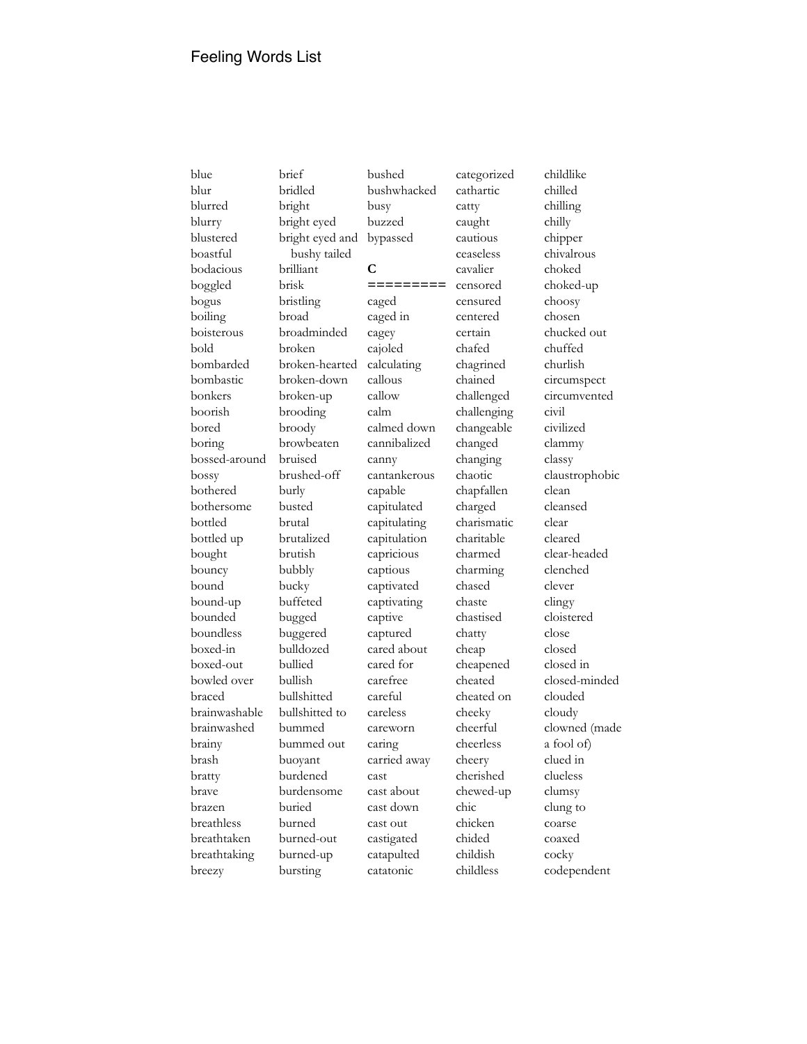Feeling Words List

blue
blur
blurred
blurry
blustered
boastful
bodacious
boggled
bogus
boiling
boisterous
bold
bombarded
bombastic
bonkers
boorish
bored
boring
bossed-around
bossy
bothered
bothersome
bottled
bottled up
bought
bouncy
bound
bound-up
bounded
boundless
boxed-in
boxed-out
bowled over
braced
brainwashable
brainwashed
brainy
brash
bratty
brave
brazen
breathless
breathtaken
breathtaking
breezy
brief
bridled
bright
bright eyed
bright eyed and bushy tailed
brilliant
brisk
bristling
broad
broadminded
broken
broken-hearted
broken-down
broken-up
brooding
broody
browbeaten
bruised
brushed-off
burly
busted
brutal
brutalized
brutish
bubbly
bucky
buffeted
bugged
buggered
bulldozed
bullied
bullish
bullshitted
bullshitted to
bummed
bummed out
buoyant
burdened
burdensome
buried
burned
burned-out
burned-up
bursting
bushed
bushwhacked
busy
buzzed
bypassed

**C**

=========

caged
caged in
cagey
cajoled
calculating
callous
callow
calm
calmed down
cannibalized
canny
cantankerous
capable
capitulated
capitulating
capitulation
capricious
captious
captivated
captivating
captive
captured
cared about
cared for
carefree
careful
careless
careworn
caring
carried away
cast
cast about
cast down
cast out
castigated
catapulted
catatonic
categorized
cathartic
catty
caught
cautious
ceaseless
cavalier
censored
censured
centered
certain
chafed
chagrined
chained
challenged
challenging
changeable
changed
changing
chaotic
chapfallen
charged
charismatic
charitable
charmed
charming
chased
chaste
chastised
chatty
cheap
cheapened
cheated
cheated on
cheeky
cheerful
cheerless
cheery
cherished
chewed-up
chic
chicken
chided
childish
childless
childlike
chilled
chilling
chilly
chipper
chivalrous
choked
choked-up
choosy
chosen
chucked out
chuffed
churlish
circumspect
circumvented
civil
civilized
clammy
classy
claustrophobic
clean
cleansed
clear
cleared
clear-headed
clenched
clever
clingy
cloistered
close
closed
closed in
closed-minded
clouded
cloudy
clowned (made a fool of)
clued in
clueless
clumsy
clung to
coarse
coaxed
cocky
codependent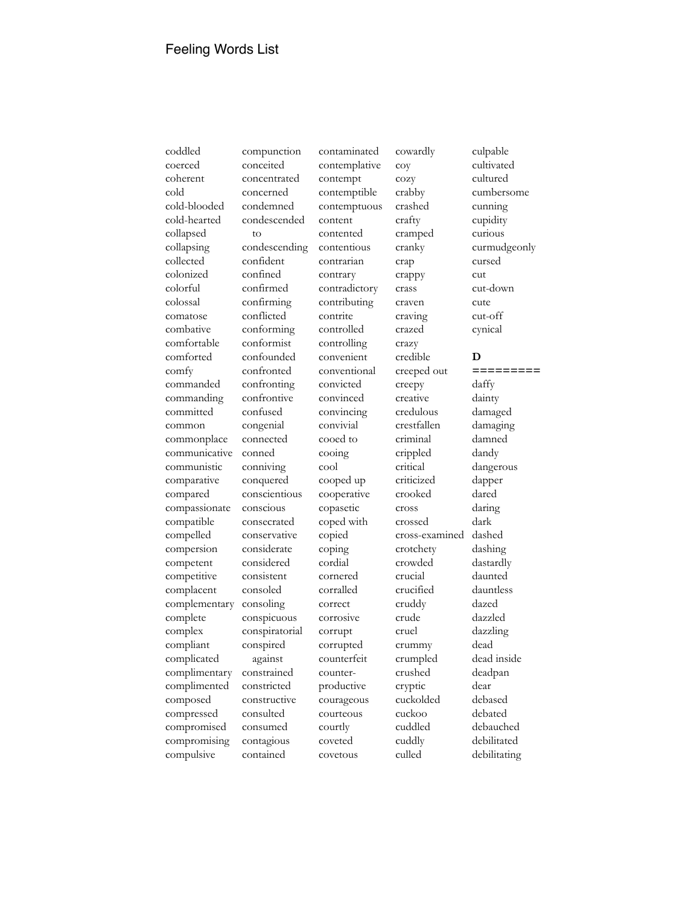Feeling Words List

coddled
coerced
coherent
cold
cold-blooded
cold-hearted
collapsed
collapsing
collected
colonized
colorful
colossal
comatose
combative
comfortable
comforted
comfy
commanded
commanding
committed
common
commonplace
communicative
communistic
comparative
compared
compassionate
compatible
compelled
compersion
competent
competitive
complacent
complementary
complete
complex
compliant
complicated
complimentary
complimented
composed
compressed
compromised
compromising
compulsive
compunction
conceited
concentrated
concerned
condemned
condescended to
condescending
confident
confined
confirmed
confirming
conflicted
conforming
conformist
confounded
confronted
confronting
confrontive
confused
congenial
connected
conned
conniving
conquered
conscientious
conscious
consecrated
conservative
considerate
considered
consistent
consoled
consoling
conspicuous
conspiratorial
conspired against
constrained
constricted
constructive
consulted
consumed
contagious
contained
contaminated
contemplative
contempt
contemptible
contemptuous
content
contented
contentious
contrarian
contrary
contradictory
contributing
contrite
controlled
controlling
convenient
conventional
convicted
convinced
convincing
convivial
cooed to
cooing
cool
cooped up
cooperative
copasetic
coped with
copied
coping
cordial
cornered
corralled
correct
corrosive
corrupt
corrupted
counterfeit
counter-productive
courageous
courteous
courtly
coveted
covetous
cowardly
coy
cozy
crabby
crashed
crafty
cramped
cranky
crap
crappy
crass
craven
craving
crazed
crazy
credible
creeped out
creepy
creative
credulous
crestfallen
criminal
crippled
critical
criticized
crooked
cross
crossed
cross-examined
crotchety
crowded
crucial
crucified
cruddy
crude
cruel
crummy
crumpled
crushed
cryptic
cuckolded
cuckoo
cuddled
cuddly
culled
culpable
cultivated
cultured
cumbersome
cunning
cupidity
curious
curmudgeonly
cursed
cut
cut-down
cute
cut-off
cynical

**D**

=========

daffy
dainty
damaged
damaging
damned
dandy
dangerous
dapper
dared
daring
dark
dashed
dashing
dastardly
daunted
dauntless
dazed
dazzled
dazzling
dead
dead inside
deadpan
dear
debased
debated
debauched
debilitated
debilitating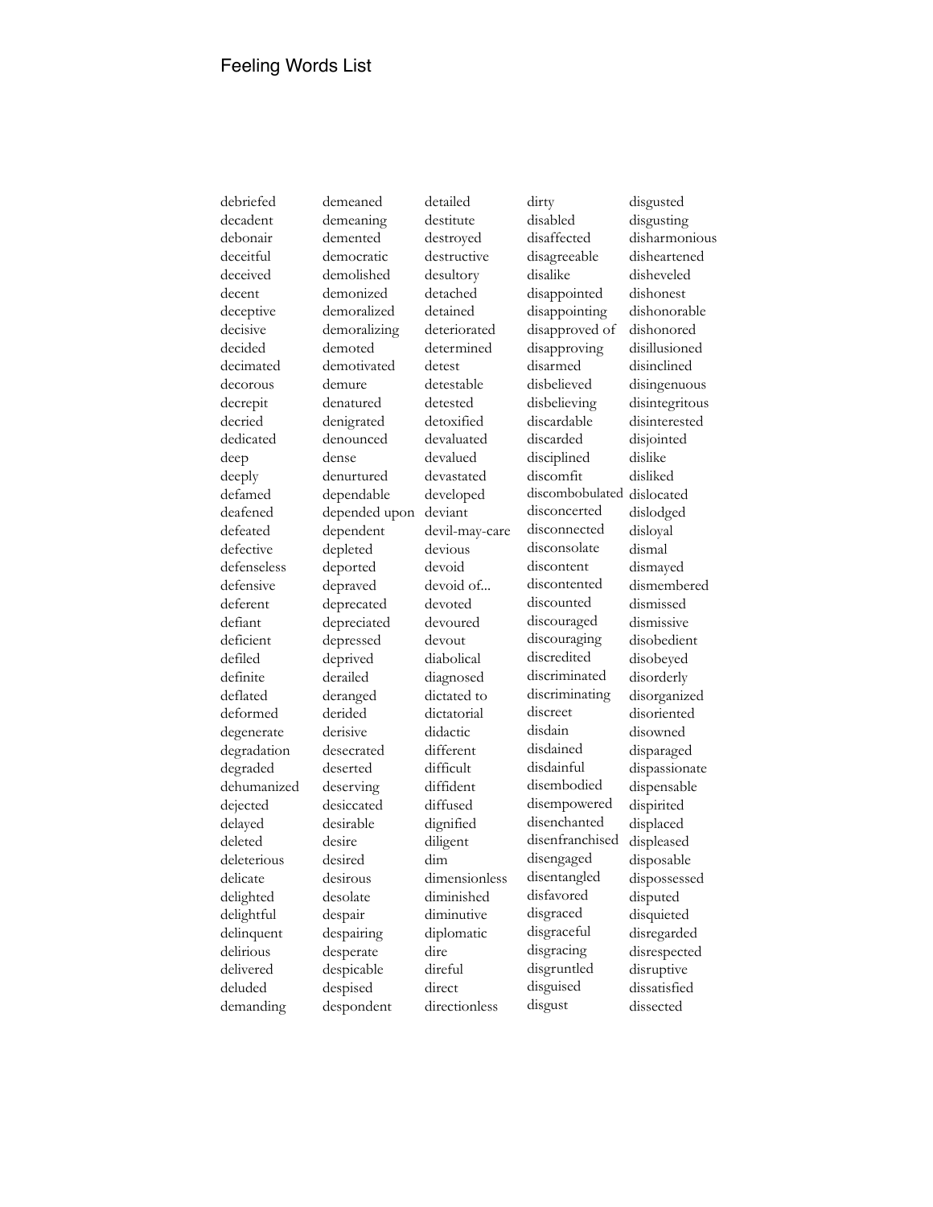# Feeling Words List

debriefed
decadent
debonair
deceitful
deceived
decent
deceptive
decisive
decided
decimated
decorous
decrepit
decried
dedicated
deep
deeply
defamed
deafened
defeated
defective
defenseless
defensive
deferent
defiant
deficient
defiled
definite
deflated
deformed
degenerate
degradation
degraded
dehumanized
dejected
delayed
deleted
deleterious
delicate
delighted
delightful
delinquent
delirious
delivered
deluded
demanding

demeaned
demeaning
demented
democratic
demolished
demonized
demoralized
demoralizing
demoted
demotivated
demure
denatured
denigrated
denounced
dense
denurtured
dependable
depended upon
dependent
depleted
deported
depraved
deprecated
depreciated
depressed
deprived
derailed
deranged
derided
derisive
desecrated
deserted
deserving
desiccated
desirable
desire
desired
desirous
desolate
despair
despairing
desperate
despicable
despised
despondent

detailed
destitute
destroyed
destructive
desultory
detached
detained
deteriorated
determined
detest
detestable
detested
detoxified
devaluated
devalued
devastated
developed
deviant
devil-may-care
devious
devoid
devoid of...
devoted
devoured
devout
diabolical
diagnosed
dictated to
dictatorial
didactic
different
difficult
diffident
diffused
dignified
diligent
dim
dimensionless
diminished
diminutive
diplomatic
dire
direful
direct
directionless

dirty
disabled
disaffected
disagreeable
disalike
disappointed
disappointing
disapproved of
disapproving
disarmed
disbelieved
disbelieving
discardable
discarded
disciplined
discomfit
discombobulated
disconcerted
disconnected
disconsolate
discontent
discontented
discounted
discouraged
discouraging
discredited
discriminated
discriminating
discreet
disdain
disdained
disdainful
disembodied
disempowered
disenchanted
disenfranchised
disengaged
disentangled
disfavored
disgraced
disgraceful
disgracing
disgruntled
disguised
disgust

disgusted
disgusting
disharmonious
disheartened
disheveled
dishonest
dishonorable
dishonored
disillusioned
disinclined
disingenuous
disintegritous
disinterested
disjointed
dislike
disliked
dislocated
dislodged
disloyal
dismal
dismayed
dismembered
dismissed
dismissive
disobedient
disobeyed
disorderly
disorganized
disoriented
disowned
disparaged
dispassionate
dispensable
dispirited
displaced
displeased
disposable
dispossessed
disputed
disquieted
disregarded
disrespected
disruptive
dissatisfied
dissected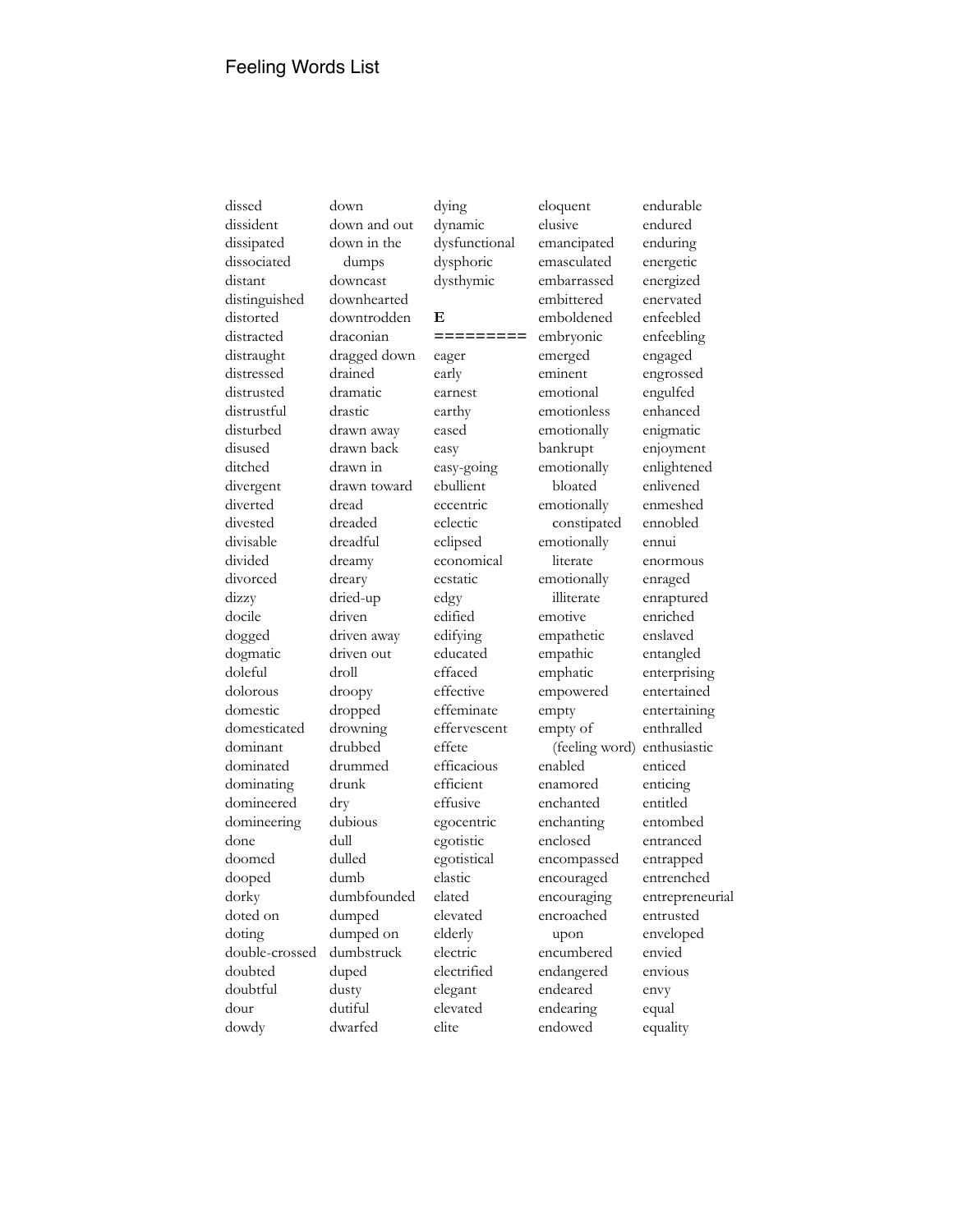Feeling Words List

dissed
dissident
dissipated
dissociated
distant
distinguished
distorted
distracted
distraught
distressed
distrusted
distrustful
disturbed
disused
ditched
divergent
diverted
divested
divisable
divided
divorced
dizzy
docile
dogged
dogmatic
doleful
dolorous
domestic
domesticated
dominant
dominated
dominating
domineered
domineering
done
doomed
dooped
dorky
doted on
doting
double-crossed
doubted
doubtful
dour
dowdy

down
down and out
down in the dumps
downcast
downhearted
downtrodden
draconian
dragged down
drained
dramatic
drastic
drawn away
drawn back
drawn in
drawn toward
dread
dreaded
dreadful
dreamy
dreary
dried-up
driven
driven away
driven out
droll
droopy
dropped
drowning
drubbed
drummed
drunk
dry
dubious
dull
dulled
dumb
dumbfounded
dumped
dumped on
dumbstruck
duped
dusty
dutiful
dwarfed

dying
dynamic
dysfunctional
dysphoric
dysthymic

## E

=========

eager
early
earnest
earthy
eased
easy
easy-going
ebullient
eccentric
eclectic
eclipsed
economical
ecstatic
edgy
edified
edifying
educated
effaced
effective
effeminate
effervescent
effete
efficacious
efficient
effusive
egocentric
egotistic
egotistical
elastic
elated
elevated
elderly
electric
electrified
elegant
elevated
elite

eloquent
elusive
emancipated
emasculated
embarrassed
embittered
emboldened
embryonic
emerged
eminent
emotional
emotionless
emotionally bankrupt
emotionally bloated
emotionally constipated
emotionally literate
emotionally illiterate
emotive
empathetic
empathic
emphatic
empowered
empty
empty of (feeling word)
enabled
enamored
enchanted
enchanting
enclosed
encompassed
encouraged
encouraging
encroached upon
encumbered
endangered
endeared
endearing
endowed

endurable
endured
enduring
energetic
energized
enervated
enfeebled
enfeebling
engaged
engrossed
engulfed
enhanced
enigmatic
enjoyment
enlightened
enlivened
enmeshed
ennobled
ennui
enormous
enraged
enraptured
enriched
enslaved
entangled
enterprising
entertained
entertaining
enthralled
enthusiastic
enticed
enticing
entitled
entombed
entranced
entrapped
entrenched
entrepreneurial
entrusted
enveloped
envied
envious
envy
equal
equality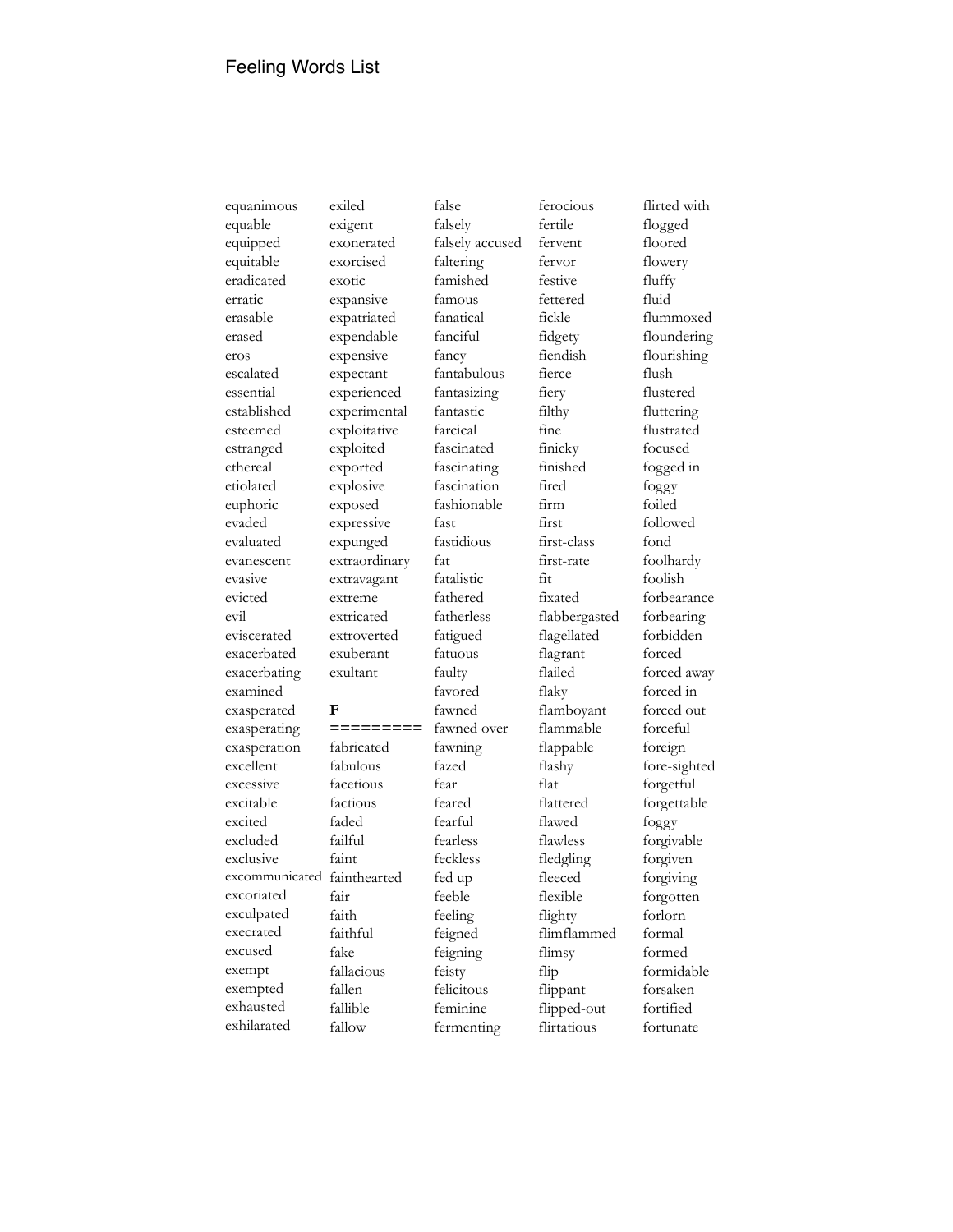Feeling Words List

equanimous
equable
equipped
equitable
eradicated
erratic
erasable
erased
eros
escalated
essential
established
esteemed
estranged
ethereal
etiolated
euphoric
evaded
evaluated
evanescent
evasive
evicted
evil
eviscerated
exacerbated
exacerbating
examined
exasperated
exasperating
exasperation
excellent
excessive
excitable
excited
excluded
exclusive
excommunicated
excoriated
exculpated
execrated
excused
exempt
exempted
exhausted
exhilarated
exiled
exigent
exonerated
exorcised
exotic
expansive
expatriated
expendable
expensive
expectant
experienced
experimental
exploitative
exploited
exported
explosive
exposed
expressive
expunged
extraordinary
extravagant
extreme
extricated
extroverted
exuberant
exultant

**F**
=========

fabricated
fabulous
facetious
factious
faded
failful
faint
fainthearted
fair
faith
faithful
fake
fallacious
fallen
fallible
fallow
false
falsely
falsely accused
faltering
famished
famous
fanatical
fanciful
fancy
fantabulous
fantasizing
fantastic
farcical
fascinated
fascinating
fascination
fashionable
fast
fastidious
fat
fatalistic
fathered
fatherless
fatigued
fatuous
faulty
favored
fawned
fawned over
fawning
fazed
fear
feared
fearful
fearless
feckless
fed up
feeble
feeling
feigned
feigning
feisty
felicitous
feminine
fermenting
ferocious
fertile
fervent
fervor
festive
fettered
fickle
fidgety
fiendish
fierce
fiery
filthy
fine
finicky
finished
fired
firm
first
first-class
first-rate
fit
fixated
flabbergasted
flagellated
flagrant
flailed
flaky
flamboyant
flammable
flappable
flashy
flat
flattered
flawed
flawless
fledgling
fleeced
flexible
flighty
flimflammed
flimsy
flip
flippant
flipped-out
flirtatious
flirted with
flogged
floored
flowery
fluffy
fluid
flummoxed
floundering
flourishing
flush
flustered
fluttering
flustrated
focused
fogged in
foggy
foiled
followed
fond
foolhardy
foolish
forbearance
forbearing
forbidden
forced
forced away
forced in
forced out
forceful
foreign
fore-sighted
forgetful
forgettable
foggy
forgivable
forgiven
forgiving
forgotten
forlorn
formal
formed
formidable
forsaken
fortified
fortunate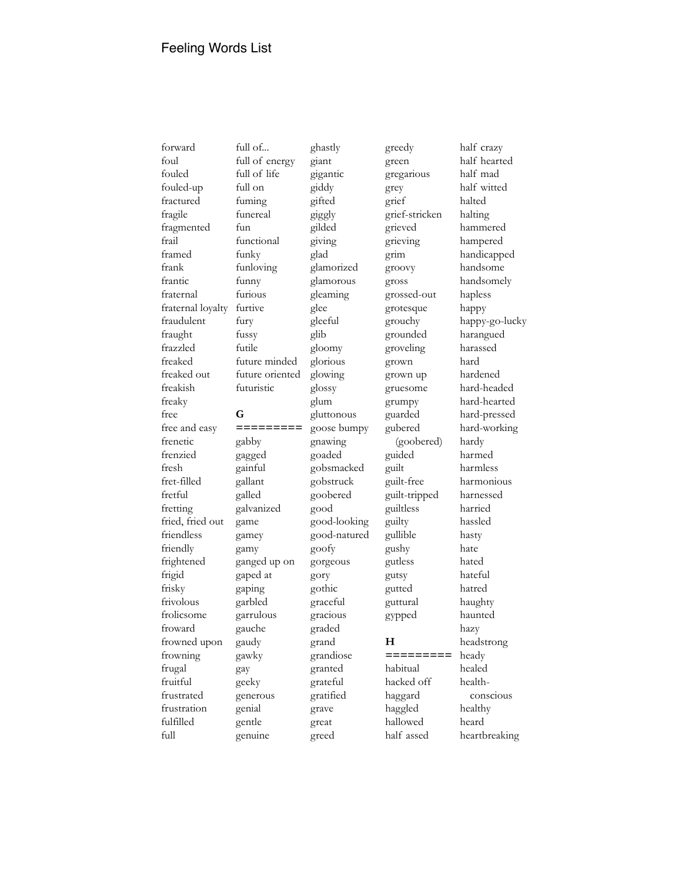# Feeling Words List

forward
foul
fouled
fouled-up
fractured
fragile
fragmented
frail
framed
frank
frantic
fraternal
fraternal loyalty
fraudulent
fraught
frazzled
freaked
freaked out
freakish
freaky
free
free and easy
frenetic
frenzied
fresh
fret-filled
fretful
fretting
fried, fried out
friendless
friendly
frightened
frigid
frisky
frivolous
frolicsome
froward
frowned upon
frowning
frugal
fruitful
frustrated
frustration
fulfilled
full
full of...
full of energy
full of life
full on
fuming
funereal
fun
functional
funky
funloving
funny
furious
furtive
fury
fussy
futile
future minded
future oriented
futuristic

**G**

=========

gabby
gagged
gainful
gallant
galled
galvanized
game
gamey
gamy
ganged up on
gaped at
gaping
garbled
garrulous
gauche
gaudy
gawky
gay
geeky
generous
genial
gentle
genuine
ghastly
giant
gigantic
giddy
gifted
giggly
gilded
giving
glad
glamorized
glamorous
gleaming
glee
gleeful
glib
gloomy
glorious
glowing
glossy
glum
gluttonous
goose bumpy
gnawing
goaded
gobsmacked
gobstruck
goobered
good
good-looking
good-natured
goofy
gorgeous
gory
gothic
graceful
gracious
graded
grand
grandiose
granted
grateful
gratified
grave
great
greed
greedy
green
gregarious
grey
grief
grief-stricken
grieved
grieving
grim
groovy
gross
grossed-out
grotesque
grouchy
grounded
groveling
grown
grown up
gruesome
grumpy
guarded
gubered (goobered)
guided
guilt
guilt-free
guilt-tripped
guiltless
guilty
gullible
gushy
gutless
gutsy
gutted
guttural
gypped

**H**

=========

habitual
hacked off
haggard
haggled
hallowed
half assed
half crazy
half hearted
half mad
half witted
halted
halting
hammered
hampered
handicapped
handsome
handsomely
hapless
happy
happy-go-lucky
harangued
harassed
hard
hardened
hard-headed
hard-hearted
hard-pressed
hard-working
hardy
harmed
harmless
harmonious
harnessed
harried
hassled
hasty
hate
hated
hateful
hatred
haughty
haunted
hazy
headstrong
heady
healed
health-conscious
healthy
heard
heartbreaking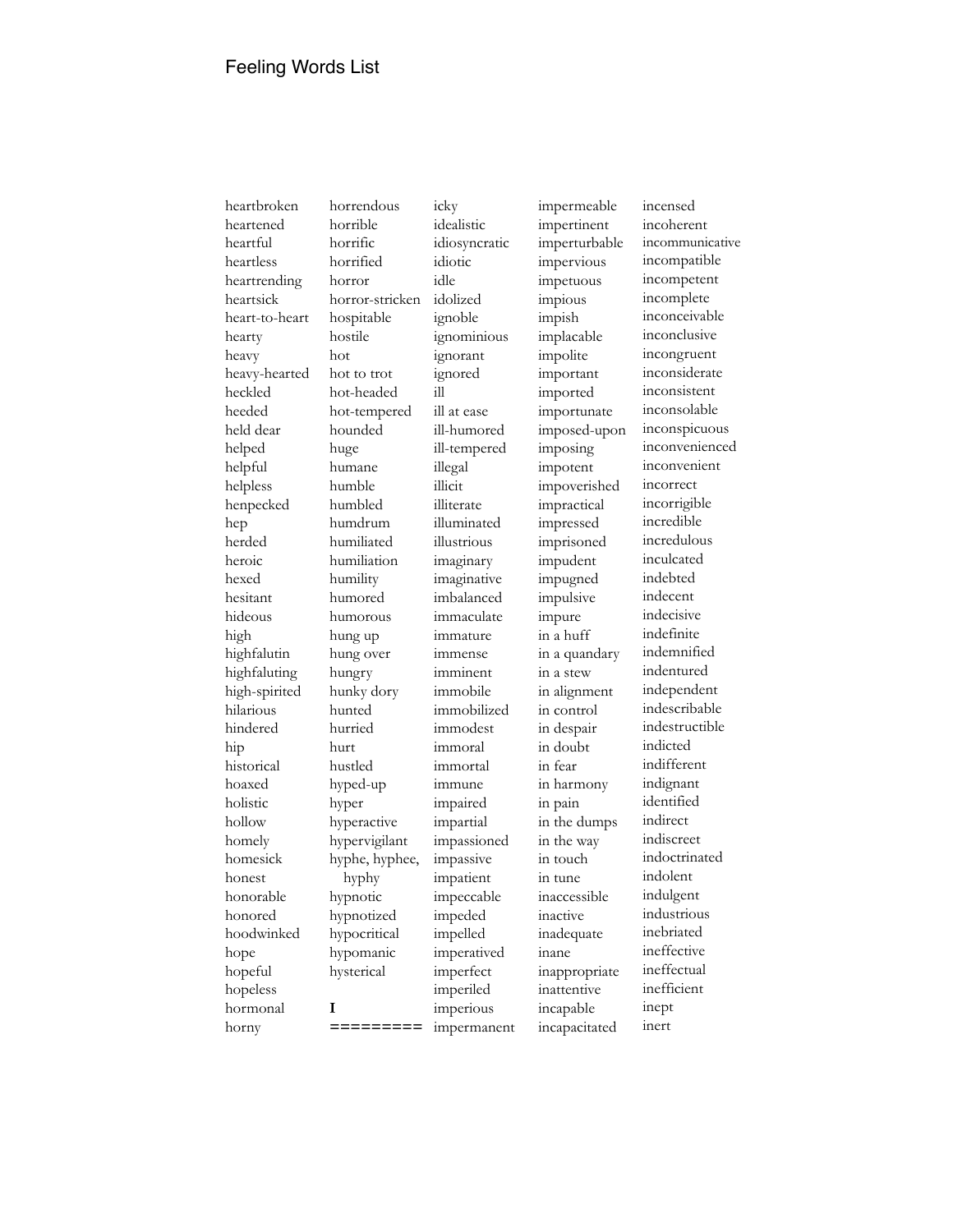Feeling Words List

heartbroken
heartened
heartful
heartless
heartrending
heartsick
heart-to-heart
hearty
heavy
heavy-hearted
heckled
heeded
held dear
helped
helpful
helpless
henpecked
hep
herded
heroic
hexed
hesitant
hideous
high
highfalutin
highfaluting
high-spirited
hilarious
hindered
hip
historical
hoaxed
holistic
hollow
homely
homesick
honest
honorable
honored
hoodwinked
hope
hopeful
hopeless
hormonal
horny
horrendous
horrible
horrific
horrified
horror
horror-stricken
hospitable
hostile
hot
hot to trot
hot-headed
hot-tempered
hounded
huge
humane
humble
humbled
humdrum
humiliated
humiliation
humility
humored
humorous
hung up
hung over
hungry
hunky dory
hunted
hurried
hurt
hustled
hyped-up
hyper
hyperactive
hypervigilant
hyphe, hyphee, hyphy
hypnotic
hypnotized
hypocritical
hypomanic
hysterical

**I**

=========

icky
idealistic
idiosyncratic
idiotic
idle
idolized
ignoble
ignominious
ignorant
ignored
ill
ill at ease
ill-humored
ill-tempered
illegal
illicit
illiterate
illuminated
illustrious
imaginary
imaginative
imbalanced
immaculate
immature
immense
imminent
immobile
immobilized
immodest
immoral
immortal
immune
impaired
impartial
impassioned
impassive
impatient
impeccable
impeded
impelled
imperatived
imperfect
imperiled
imperious
impermanent
impermeable
impertinent
imperturbable
impervious
impetuous
impious
impish
implacable
impolite
important
imported
importunate
imposed-upon
imposing
impotent
impoverished
impractical
impressed
imprisoned
impudent
impugned
impulsive
impure
in a huff
in a quandary
in a stew
in alignment
in control
in despair
in doubt
in fear
in harmony
in pain
in the dumps
in the way
in touch
in tune
inaccessible
inactive
inadequate
inane
inappropriate
inattentive
incapable
incapacitated
incensed
incoherent
incommunicative
incompatible
incompetent
incomplete
inconceivable
inconclusive
incongruent
inconsiderate
inconsistent
inconsolable
inconspicuous
inconvenienced
inconvenient
incorrect
incorrigible
incredible
incredulous
inculcated
indebted
indecent
indecisive
indefinite
indemnified
indentured
independent
indescribable
indestructible
indicted
indifferent
indignant
identified
indirect
indiscreet
indoctrinated
indolent
indulgent
industrious
inebriated
ineffective
ineffectual
inefficient
inept
inert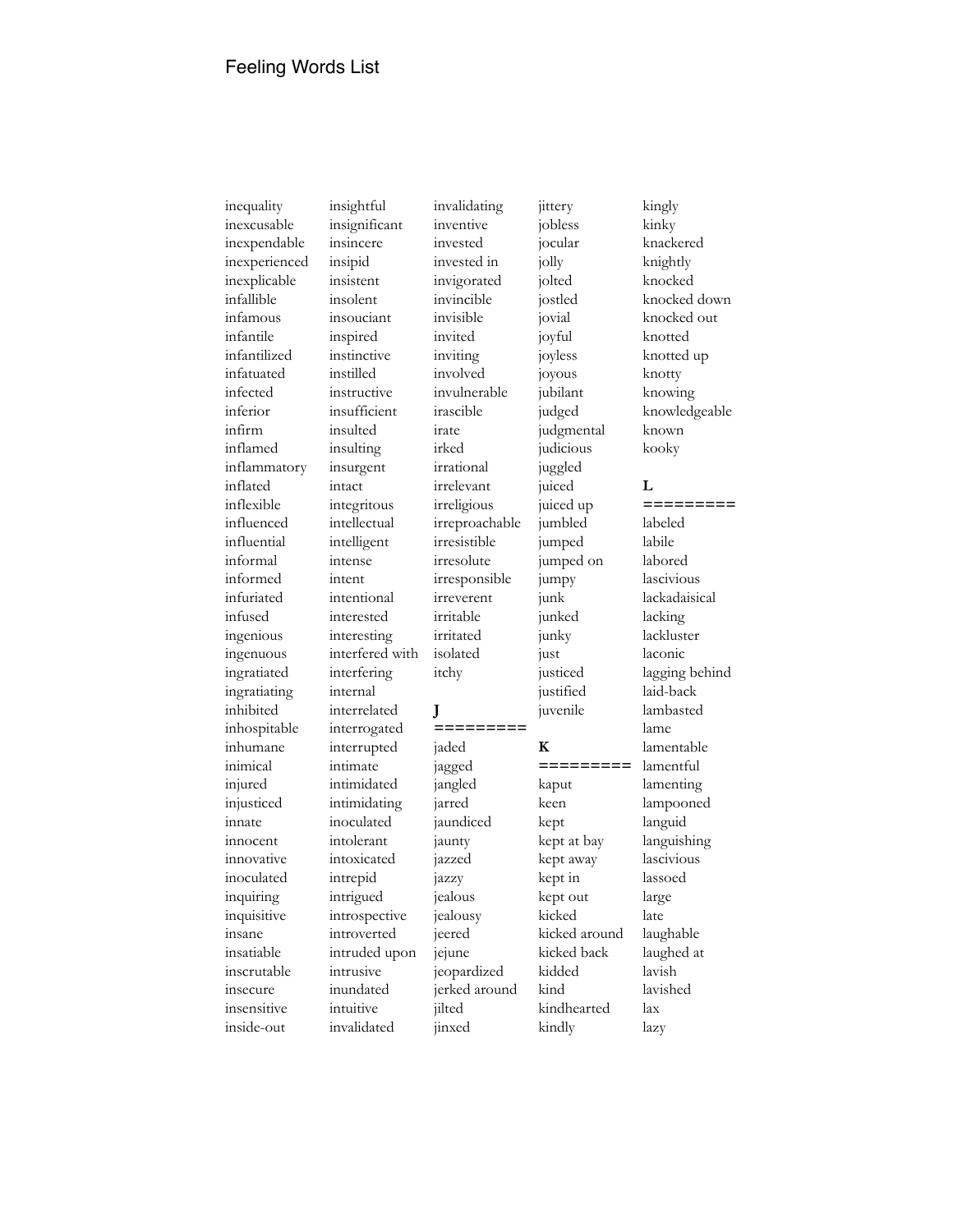Feeling Words List

inequality
inexcusable
inexpendable
inexperienced
inexplicable
infallible
infamous
infantile
infantilized
infatuated
infected
inferior
infirm
inflamed
inflammatory
inflated
inflexible
influenced
influential
informal
informed
infuriated
infused
ingenious
ingenuous
ingratiated
ingratiating
inhibited
inhospitable
inhumane
inimical
injured
injusticed
innate
innocent
innovative
inoculated
inquiring
inquisitive
insane
insatiable
inscrutable
insecure
insensitive
inside-out
insightful
insignificant
insincere
insipid
insistent
insolent
insouciant
inspired
instinctive
instilled
instructive
insufficient
insulted
insulting
insurgent
intact
integritous
intellectual
intelligent
intense
intent
intentional
interested
interesting
interfered with
interfering
internal
interrelated
interrogated
interrupted
intimate
intimidated
intimidating
inoculated
intolerant
intoxicated
intrepid
intrigued
introspective
introverted
intruded upon
intrusive
inundated
intuitive
invalidated
invalidating
inventive
invested
invested in
invigorated
invincible
invisible
invited
inviting
involved
invulnerable
irascible
irate
irked
irrational
irrelevant
irreligious
irreproachable
irresistible
irresolute
irresponsible
irreverent
irritable
irritated
isolated
itchy

**J**

=========

jaded
jagged
jangled
jarred
jaundiced
jaunty
jazzed
jazzy
jealous
jealousy
jeered
jejune
jeopardized
jerked around
jilted
jinxed
jittery
jobless
jocular
jolly
jolted
jostled
jovial
joyful
joyless
joyous
jubilant
judged
judgmental
judicious
juggled
juiced
juiced up
jumbled
jumped
jumped on
jumpy
junk
junked
junky
just
justiced
justified
juvenile

**K**

=========

kaput
keen
kept
kept at bay
kept away
kept in
kept out
kicked
kicked around
kicked back
kidded
kind
kindhearted
kindly
kingly
kinky
knackered
knightly
knocked
knocked down
knocked out
knotted
knotted up
knotty
knowing
knowledgeable
known
kooky

**L**

=========

labeled
labile
labored
lascivious
lackadaisical
lacking
lackluster
laconic
lagging behind
laid-back
lambasted
lame
lamentable
lamentful
lamenting
lampooned
languid
languishing
lascivious
lassoed
large
late
laughable
laughed at
lavish
lavished
lax
lazy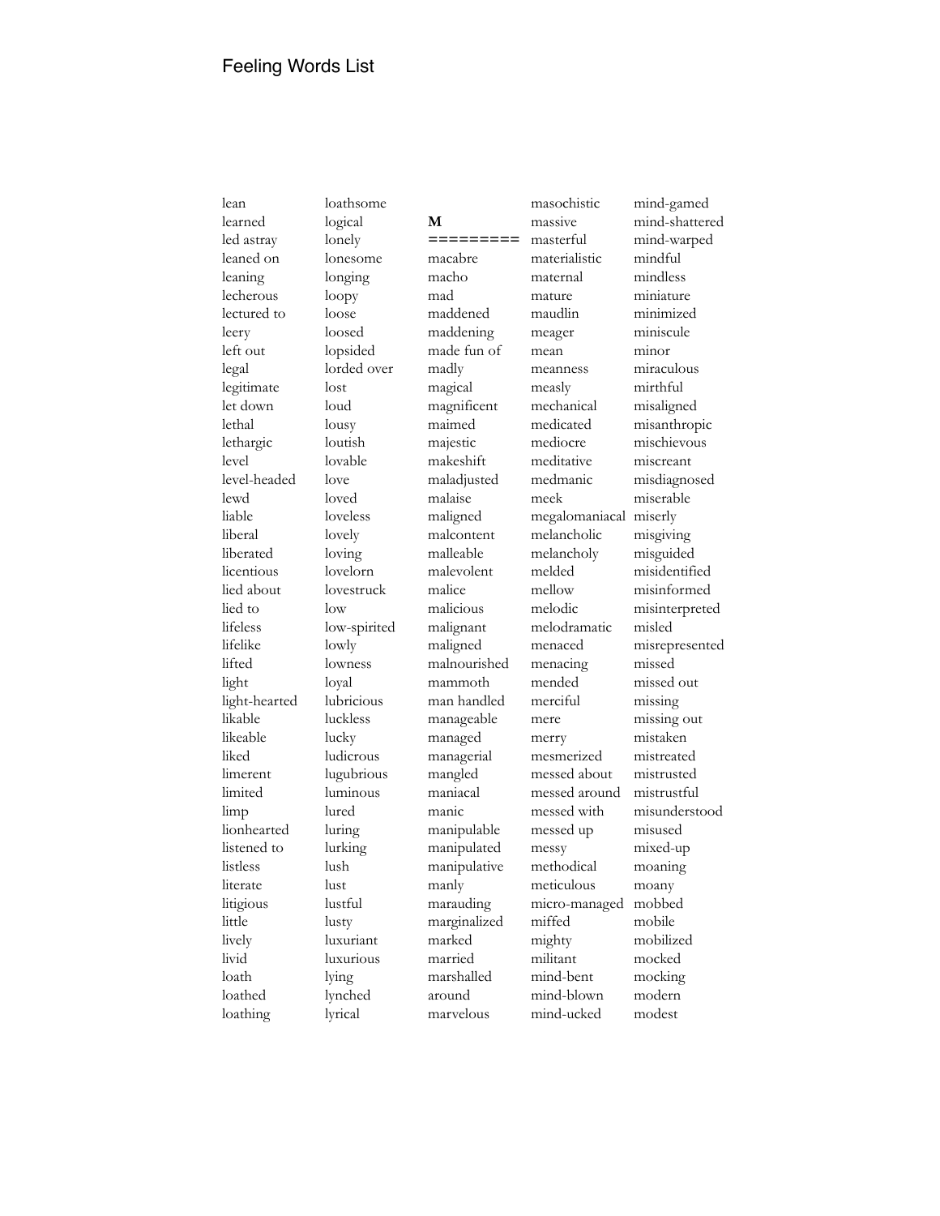# Feeling Words List

lean
learned
led astray
leaned on
leaning
lecherous
lectured to
leery
left out
legal
legitimate
let down
lethal
lethargic
level
level-headed
lewd
liable
liberal
liberated
licentious
lied about
lied to
lifeless
lifelike
lifted
light
light-hearted
likable
likeable
liked
limerent
limited
limp
lionhearted
listened to
listless
literate
litigious
little
lively
livid
loath
loathed
loathing
loathsome
logical
lonely
lonesome
longing
loopy
loose
loosed
lopsided
lorded over
lost
loud
lousy
loutish
lovable
love
loved
loveless
lovely
loving
lovelorn
lovestruck
low
low-spirited
lowly
lowness
loyal
lubricious
luckless
lucky
ludicrous
lugubrious
luminous
lured
luring
lurking
lush
lust
lustful
lusty
luxuriant
luxurious
lying
lynched
lyrical

**M**

=========

macabre
macho
mad
maddened
maddening
made fun of
madly
magical
magnificent
maimed
majestic
makeshift
maladjusted
malaise
maligned
malcontent
malleable
malevolent
malice
malicious
malignant
maligned
malnourished
mammoth
man handled
manageable
managed
managerial
mangled
maniacal
manic
manipulable
manipulated
manipulative
manly
marauding
marginalized
marked
married
marshalled
around
marvelous
masochistic
massive
masterful
materialistic
maternal
mature
maudlin
meager
mean
meanness
measly
mechanical
medicated
mediocre
meditative
medmanic
meek
megalomaniacal
melancholic
melancholy
melded
mellow
melodic
melodramatic
menaced
menacing
mended
merciful
mere
merry
mesmerized
messed about
messed around
messed with
messed up
messy
methodical
meticulous
micro-managed
miffed
mighty
militant
mind-bent
mind-blown
mind-ucked
mind-gamed
mind-shattered
mind-warped
mindful
mindless
miniature
minimized
miniscule
minor
miraculous
mirthful
misaligned
misanthropic
mischievous
miscreant
misdiagnosed
miserable
miserly
misgiving
misguided
misidentified
misinformed
misinterpreted
misled
misrepresented
missed
missed out
missing
missing out
mistaken
mistreated
mistrusted
mistrustful
misunderstood
misused
mixed-up
moaning
moany
mobbed
mobile
mobilized
mocked
mocking
modern
modest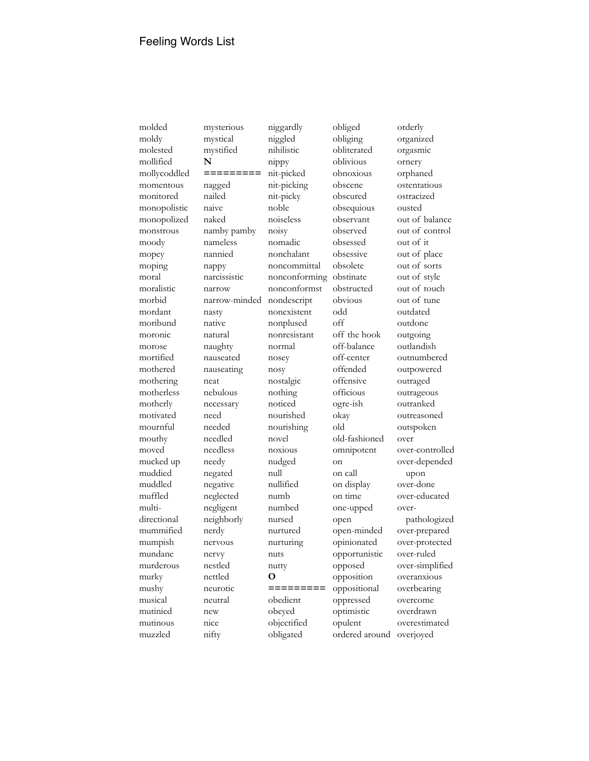Feeling Words List

molded
moldy
molested
mollified
mollycoddled
momentous
monitored
monopolistic
monopolized
monstrous
moody
mopey
moping
moral
moralistic
morbid
mordant
moribund
moronic
morose
mortified
mothered
mothering
motherless
motherly
motivated
mournful
mouthy
moved
mucked up
muddied
muddled
muffled
multi-directional
mummified
mumpish
mundane
murderous
murky
mushy
musical
mutinied
mutinous
muzzled
mysterious
mystical
mystified

**N**

=========

nagged
nailed
naive
naked
namby pamby
nameless
nannied
nappy
narcissistic
narrow
narrow-minded
nasty
native
natural
naughty
nauseated
nauseating
neat
nebulous
necessary
need
needed
needled
needless
needy
negated
negative
neglected
negligent
neighborly
nerdy
nervous
nervy
nestled
nettled
neurotic
neutral
new
nice
nifty
niggardly
niggled
nihilistic
nippy
nit-picked
nit-picking
nit-picky
noble
noiseless
noisy
nomadic
nonchalant
noncommittal
nonconforming
nonconformst
nondescript
nonexistent
nonplused
nonresistant
normal
nosey
nosy
nostalgic
nothing
noticed
nourished
nourishing
novel
noxious
nudged
null
nullified
numb
numbed
nursed
nurtured
nurturing
nuts
nutty

**O**

=========

obedient
obeyed
objectified
obligated
obliged
obliging
obliterated
oblivious
obnoxious
obscene
obscured
obsequious
observant
observed
obsessed
obsessive
obsolete
obstinate
obstructed
obvious
odd
off
off the hook
off-balance
off-center
offended
offensive
officious
ogre-ish
okay
old
old-fashioned
omnipotent
on
on call
on display
on time
one-upped
open
open-minded
opinionated
opportunistic
opposed
opposition
oppositional
oppressed
optimistic
opulent
ordered around
orderly
organized
orgasmic
ornery
orphaned
ostentatious
ostracized
ousted
out of balance
out of control
out of it
out of place
out of sorts
out of style
out of touch
out of tune
outdated
outdone
outgoing
outlandish
outnumbered
outpowered
outraged
outrageous
outranked
outreasoned
outspoken
over
over-controlled
over-depended upon
over-done
over-educated
over-pathologized
over-prepared
over-protected
over-ruled
over-simplified
overanxious
overbearing
overcome
overdrawn
overestimated
overjoyed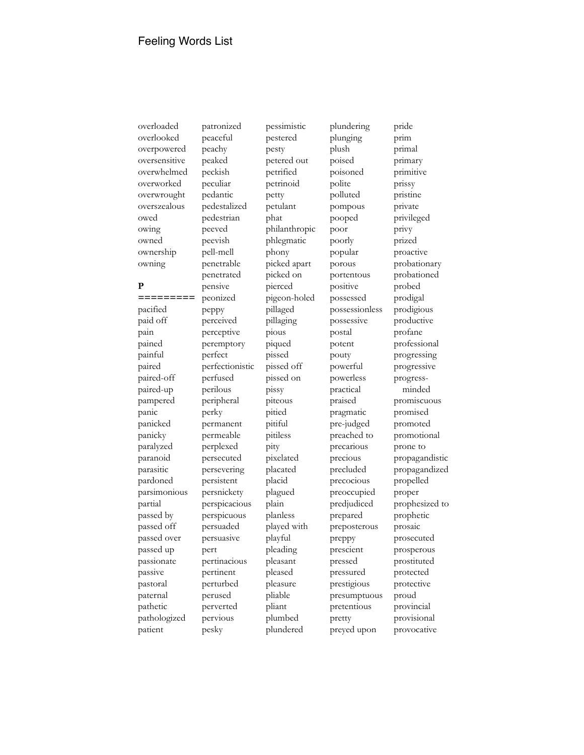Feeling Words List

overloaded
overlooked
overpowered
oversensitive
overwhelmed
overworked
overwrought
overszealous
owed
owing
owned
ownership
owning

**P**
**=========**

pacified
paid off
pain
pained
painful
paired
paired-off
paired-up
pampered
panic
panicked
panicky
paralyzed
paranoid
parasitic
pardoned
parsimonious
partial
passed by
passed off
passed over
passed up
passionate
passive
pastoral
paternal
pathetic
pathologized
patient
patronized
peaceful
peachy
peaked
peckish
peculiar
pedantic
pedestalized
pedestrian
peeved
peevish
pell-mell
penetrable
penetrated
pensive
peonized
peppy
perceived
perceptive
peremptory
perfect
perfectionistic
perfused
perilous
peripheral
perky
permanent
permeable
perplexed
persecuted
persevering
persistent
persnickety
perspicacious
perspicuous
persuaded
persuasive
pert
pertinacious
pertinent
perturbed
perused
perverted
pervious
pesky
pessimistic
pestered
pesty
petered out
petrified
petrinoid
petty
petulant
phat
philanthropic
phlegmatic
phony
picked apart
picked on
pierced
pigeon-holed
pillaged
pillaging
pious
piqued
pissed
pissed off
pissed on
pissy
piteous
pitied
pitiful
pitiless
pity
pixelated
placated
placid
plagued
plain
planless
played with
playful
pleading
pleasant
pleased
pleasure
pliable
pliant
plumbed
plundered
plundering
plunging
plush
poised
poisoned
polite
polluted
pompous
pooped
poor
poorly
popular
porous
portentous
positive
possessed
possessionless
possessive
postal
potent
pouty
powerful
powerless
practical
praised
pragmatic
pre-judged
preached to
precarious
precious
precluded
precocious
preoccupied
predjudiced
prepared
preposterous
preppy
prescient
pressed
pressured
prestigious
presumptuous
pretentious
pretty
preyed upon
pride
prim
primal
primary
primitive
prissy
pristine
private
privileged
privy
prized
proactive
probationary
probationed
probed
prodigal
prodigious
productive
profane
professional
progressing
progressive
progress-minded
promiscuous
promised
promoted
promotional
prone to
propagandistic
propagandized
propelled
proper
prophesized to
prophetic
prosaic
prosecuted
prosperous
prostituted
protected
protective
proud
provincial
provisional
provocative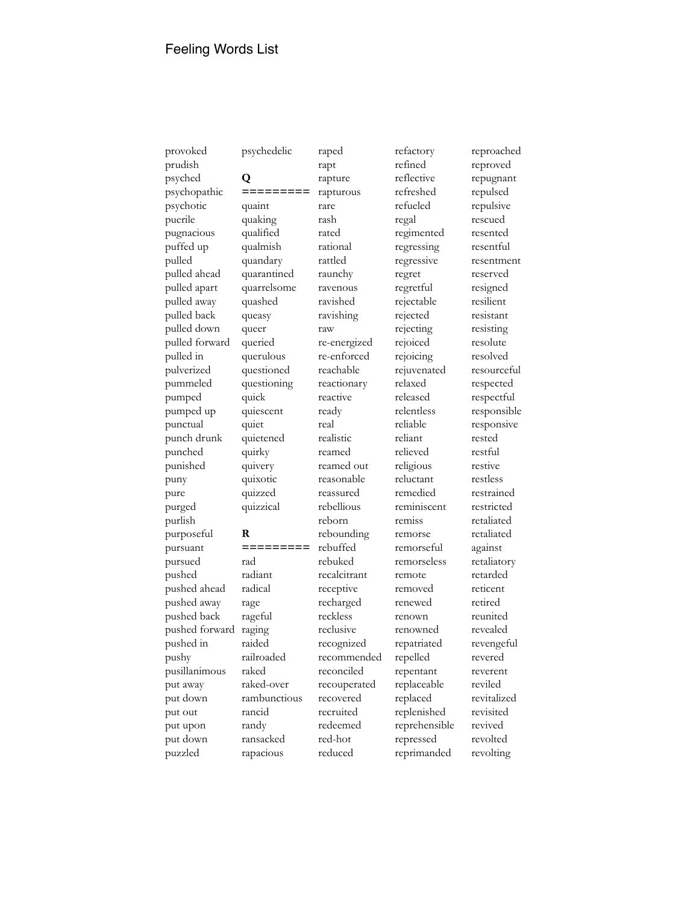provoked
prudish
psyched
psychopathic
psychotic
puerile
pugnacious
puffed up
pulled
pulled ahead
pulled apart
pulled away
pulled back
pulled down
pulled forward
pulled in
pulverized
pummeled
pumped
pumped up
punctual
punch drunk
punched
punished
puny
pure
purged
purlish
purposeful
pursuant
pursued
pushed
pushed ahead
pushed away
pushed back
pushed forward
pushed in
pushy
pusillanimous
put away
put down
put out
put upon
put down
puzzled
psychedelic

**Q**

=========

quaint
quaking
qualified
qualmish
quandary
quarantined
quarrelsome
quashed
queasy
queer
queried
querulous
questioned
questioning
quick
quiescent
quiet
quietened
quirky
quivery
quixotic
quizzed
quizzical

**R**

=========

rad
radiant
radical
rage
rageful
raging
raided
railroaded
raked
raked-over
rambunctious
rancid
randy
ransacked
rapacious
raped
rapt
rapture
rapturous
rare
rash
rated
rational
rattled
raunchy
ravenous
ravished
ravishing
raw
re-energized
re-enforced
reachable
reactionary
reactive
ready
real
realistic
reamed
reamed out
reasonable
reassured
rebellious
reborn
rebounding
rebuffed
rebuked
recalcitrant
receptive
recharged
reckless
reclusive
recognized
recommended
reconciled
recouperated
recovered
recruited
redeemed
red-hot
reduced
refactory
refined
reflective
refreshed
refueled
regal
regimented
regressing
regressive
regret
regretful
rejectable
rejected
rejecting
rejoiced
rejoicing
rejuvenated
relaxed
released
relentless
reliable
reliant
relieved
religious
reluctant
remedied
reminiscent
remiss
remorse
remorseful
remorseless
remote
removed
renewed
renown
renowned
repatriated
repelled
repentant
replaceable
replaced
replenished
reprehensible
repressed
reprimanded
reproached
reproved
repugnant
repulsed
repulsive
rescued
resented
resentful
resentment
reserved
resigned
resilient
resistant
resisting
resolute
resolved
resourceful
respected
respectful
responsible
responsive
rested
restful
restive
restless
restrained
restricted
retaliated
retaliated against
retaliatory
retarded
reticent
retired
reunited
revealed
revengeful
revered
reverent
reviled
revitalized
revisited
revived
revolted
revolting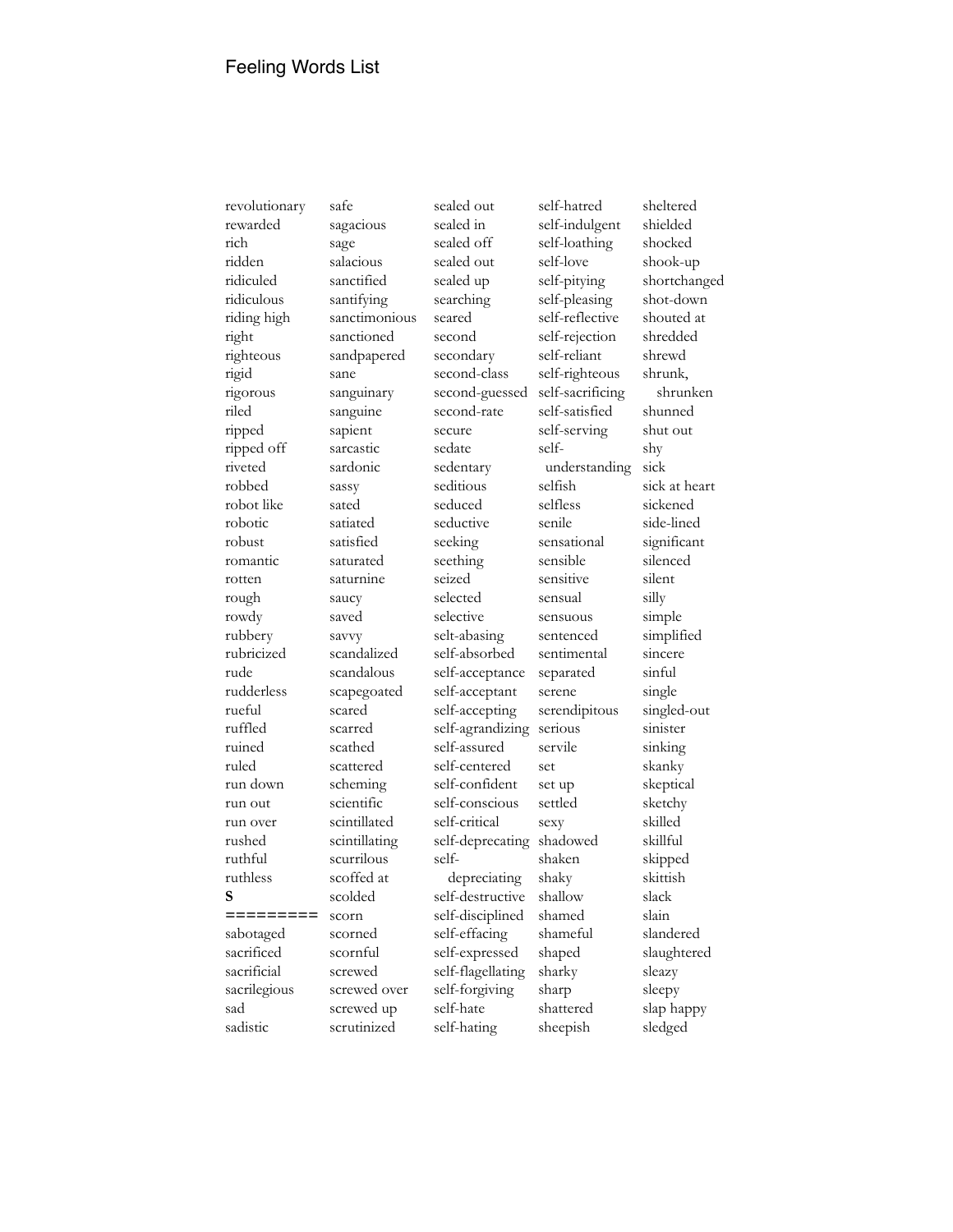Feeling Words List

revolutionary
rewarded
rich
ridden
ridiculed
ridiculous
riding high
right
righteous
rigid
rigorous
riled
ripped
ripped off
riveted
robbed
robot like
robotic
robust
romantic
rotten
rough
rowdy
rubbery
rubricized
rude
rudderless
rueful
ruffled
ruined
ruled
run down
run out
run over
rushed
ruthful
ruthless

**S**

=========

sabotaged
sacrificed
sacrificial
sacrilegious
sad
sadistic
safe
sagacious
sage
salacious
sanctified
santifying
sanctimonious
sanctioned
sandpapered
sane
sanguinary
sanguine
sapient
sarcastic
sardonic
sassy
sated
satiated
satisfied
saturated
saturnine
saucy
saved
savvy
scandalized
scandalous
scapegoated
scared
scarred
scathed
scattered
scheming
scientific
scintillated
scintillating
scurrilous
scoffed at
scolded
scorn
scorned
scornful
screwed
screwed over
screwed up
scrutinized
sealed out
sealed in
sealed off
sealed out
sealed up
searching
seared
second
secondary
second-class
second-guessed
second-rate
secure
sedate
sedentary
seditious
seduced
seductive
seeking
seething
seized
selected
selective
selt-abasing
self-absorbed
self-acceptance
self-acceptant
self-accepting
self-agrandizing
self-assured
self-centered
self-confident
self-conscious
self-critical
self-deprecating
self-depreciating
self-destructive
self-disciplined
self-effacing
self-expressed
self-flagellating
self-forgiving
self-hate
self-hating
self-hatred
self-indulgent
self-loathing
self-love
self-pitying
self-pleasing
self-reflective
self-rejection
self-reliant
self-righteous
self-sacrificing
self-satisfied
self-serving
self-understanding
selfish
selfless
senile
sensational
sensible
sensitive
sensual
sensuous
sentenced
sentimental
separated
serene
serendipitous
serious
servile
set
set up
settled
sexy
shadowed
shaken
shaky
shallow
shamed
shameful
shaped
sharky
sharp
shattered
sheepish
sheltered
shielded
shocked
shook-up
shortchanged
shot-down
shouted at
shredded
shrewd
shrunk, shrunken
shunned
shut out
shy
sick
sick at heart
sickened
side-lined
significant
silenced
silent
silly
simple
simplified
sincere
sinful
single
singled-out
sinister
sinking
skanky
skeptical
sketchy
skilled
skillful
skipped
skittish
slack
slain
slandered
slaughtered
sleazy
sleepy
slap happy
sledged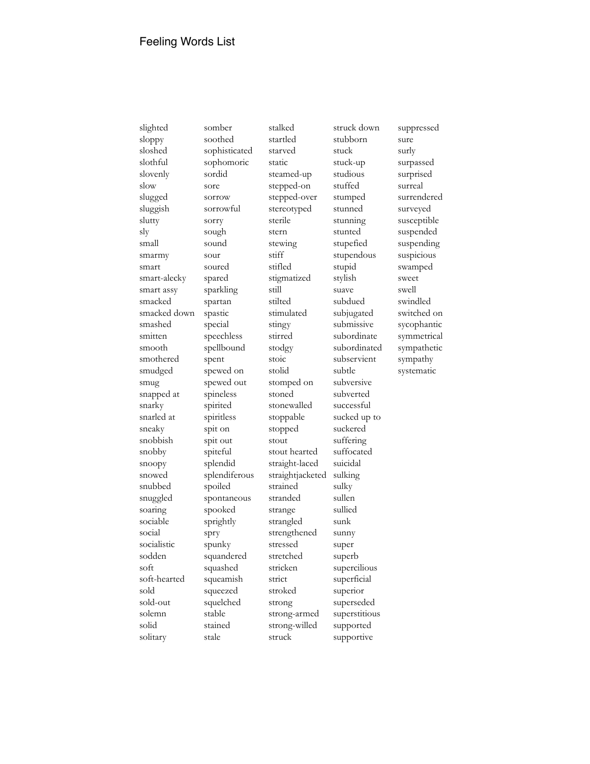Feeling Words List

slighted
sloppy
sloshed
slothful
slovenly
slow
slugged
sluggish
slutty
sly
small
smarmy
smart
smart-alecky
smart assy
smacked
smacked down
smashed
smitten
smooth
smothered
smudged
smug
snapped at
snarky
snarled at
sneaky
snobbish
snobby
snoopy
snowed
snubbed
snuggled
soaring
sociable
social
socialistic
sodden
soft
soft-hearted
sold
sold-out
solemn
solid
solitary
somber
soothed
sophisticated
sophomoric
sordid
sore
sorrow
sorrowful
sorry
sough
sound
sour
soured
spared
sparkling
spartan
spastic
special
speechless
spellbound
spent
spewed on
spewed out
spineless
spirited
spiritless
spit on
spit out
spiteful
splendid
splendiferous
spoiled
spontaneous
spooked
sprightly
spry
spunky
squandered
squashed
squeamish
squeezed
squelched
stable
stained
stale
stalked
startled
starved
static
steamed-up
stepped-on
stepped-over
stereotyped
sterile
stern
stewing
stiff
stifled
stigmatized
still
stilted
stimulated
stingy
stirred
stodgy
stoic
stolid
stomped on
stoned
stonewalled
stoppable
stopped
stout
stout hearted
straight-laced
straightjacketed
strained
stranded
strange
strangled
strengthened
stressed
stretched
stricken
strict
stroked
strong
strong-armed
strong-willed
struck
struck down
stubborn
stuck
stuck-up
studious
stuffed
stumped
stunned
stunning
stunted
stupefied
stupendous
stupid
stylish
suave
subdued
subjugated
submissive
subordinate
subordinated
subservient
subtle
subversive
subverted
successful
sucked up to
suckered
suffering
suffocated
suicidal
sulking
sulky
sullen
sullied
sunk
sunny
super
superb
supercilious
superficial
superior
superseded
superstitious
supported
supportive
suppressed
sure
surly
surpassed
surprised
surreal
surrendered
surveyed
susceptible
suspended
suspending
suspicious
swamped
sweet
swell
swindled
switched on
sycophantic
symmetrical
sympathetic
sympathy
systematic